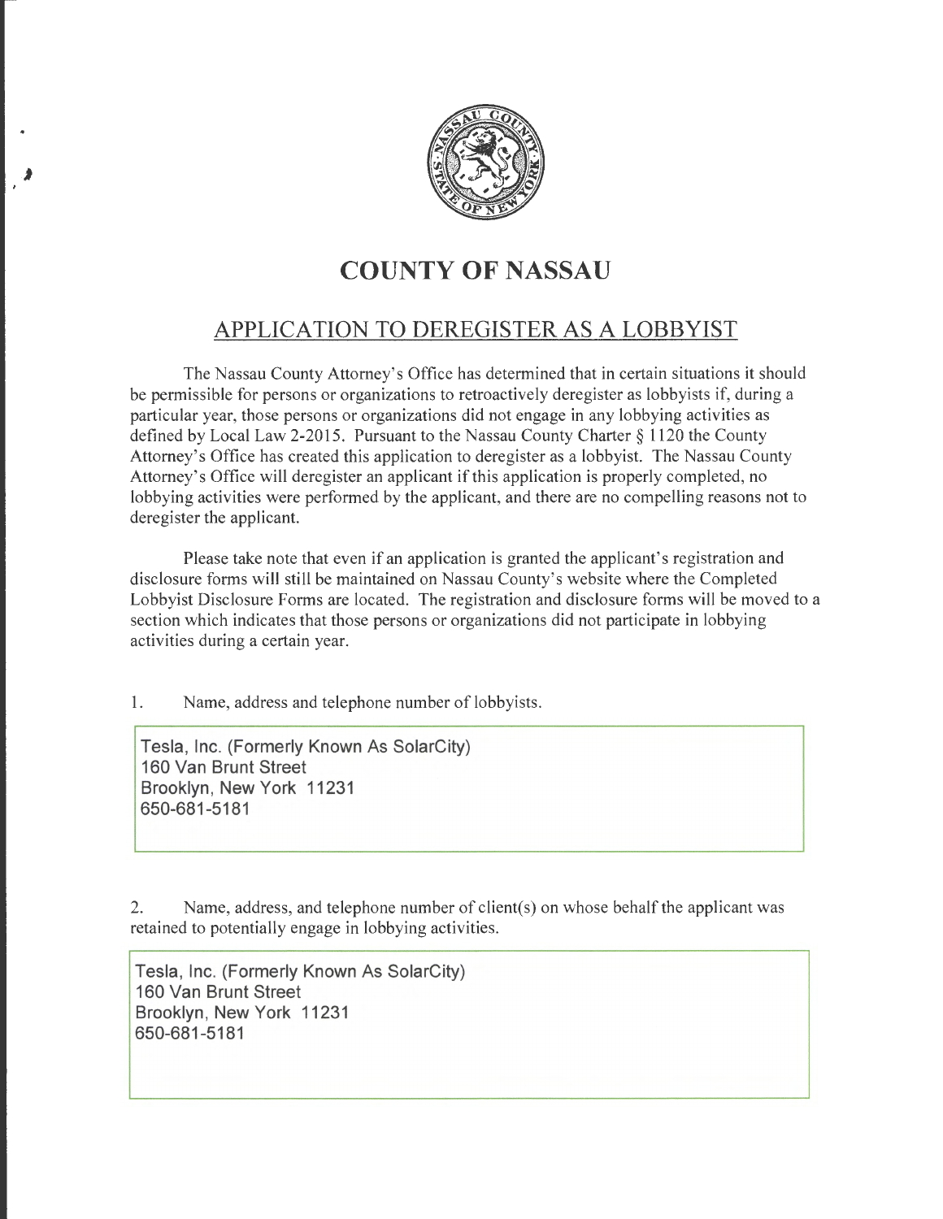# COUNTY OF NASSAU

## APPLICATION TO DEREGISTER AS A LOBBYIST

The Nassau County Attorney's Office has determined that in certain situations it should be permissible for persons or organizations to retroactively deregister as lobbyists if, during a particular year, those persons or organizations did not engage in any lobbying activities as defined by Local Law 2-2015. Pursuant to the Nassau County Charter § 1120 the County Attorney's Office has created this application to deregister as a lobbyist. The Nassau County Attorney's Office will deregister an applicant if this application is properly completed, no lobbying activities were performed by the applicant, and there are no compelling reasons not to deregister the applicant.

Please take note that even if an application is granted the applicant's registration and disclosure forms will still be maintained on Nassau County's website where the Completed Lobbyist Disclosure Forms are located. The registration and disclosure forms will be moved to a section which indicates that those persons or organizations did not participate in lobbying activities during a certain year.

1. Name, address and telephone number of lobbyists.

Tesla, Inc. (Formerly Known As SolarCity)
160 Van Brunt Street
Brooklyn, New York 11231
650-681-5181

2. Name, address, and telephone number of client(s) on whose behalf the applicant was retained to potentially engage in lobbying activities.

Tesla, Inc. (Formerly Known As SolarCity)
160 Van Brunt Street
Brooklyn, New York 11231
650-681-5181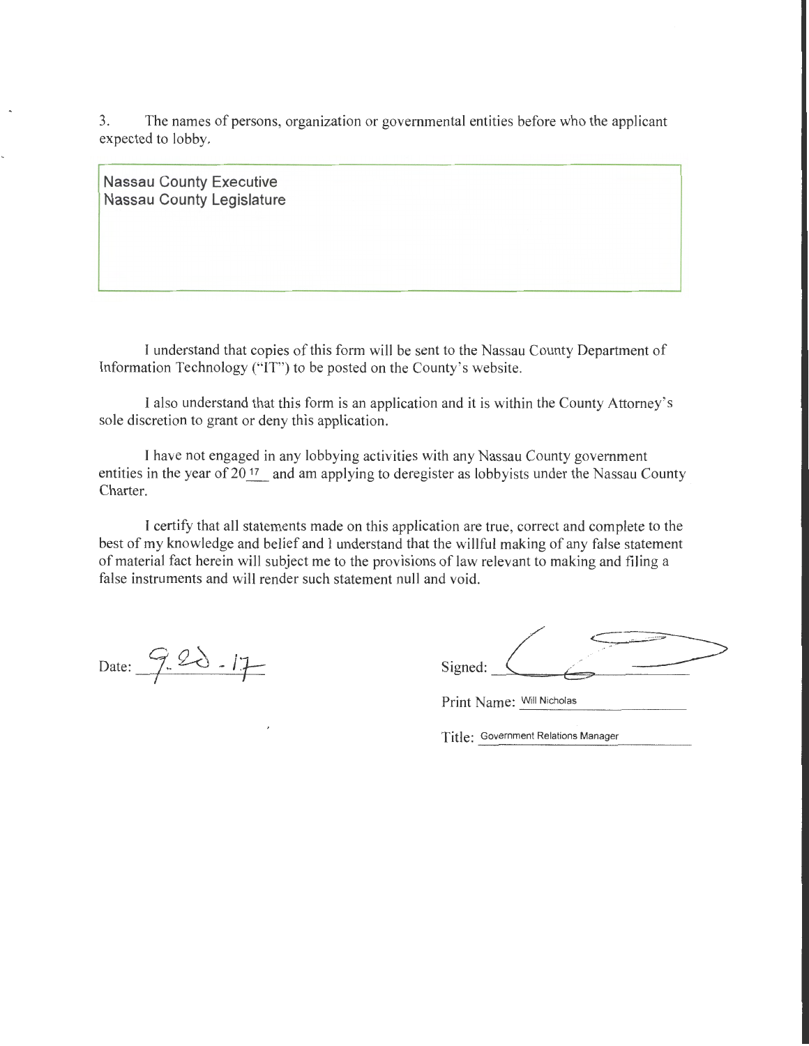3. The names of persons, organization or governmental entities before who the applicant expected to lobby.

Nassau County Executive
Nassau County Legislature

I understand that copies of this form will be sent to the Nassau County Department of Information Technology ("IT") to be posted on the County's website.

I also understand that this form is an application and it is within the County Attorney's sole discretion to grant or deny this application.

I have not engaged in any lobbying activities with any Nassau County government entities in the year of 20 17 and am applying to deregister as lobbyists under the Nassau County Charter.

I certify that all statements made on this application are true, correct and complete to the best of my knowledge and belief and I understand that the willful making of any false statement of material fact herein will subject me to the provisions of law relevant to making and filing a false instruments and will render such statement null and void.

Date: 9-20-17

Signed: ___________________

Print Name: Will Nicholas

Title: Government Relations Manager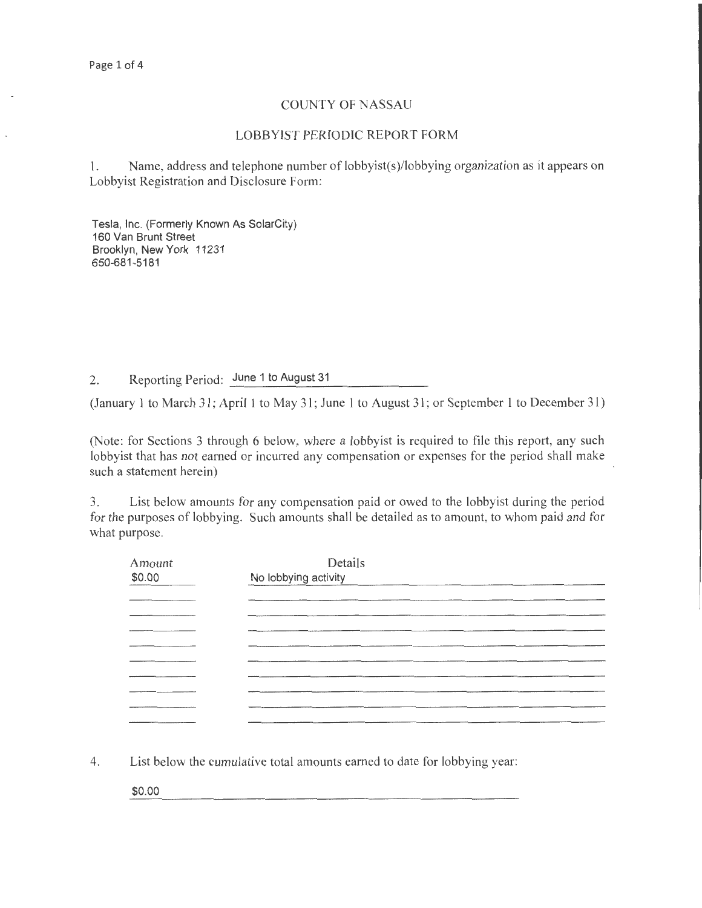## COUNTY OF NASSAU

## LOBBYIST PERIODIC REPORT FORM

1. Name, address and telephone number of lobbyist(s)/lobbying organization as it appears on Lobbyist Registration and Disclosure Form:

Tesla, Inc. (Formerly Known As SolarCity)
160 Van Brunt Street
Brooklyn, New York 11231
650-681-5181

2. Reporting Period: June 1 to August 31

(January 1 to March 31; April 1 to May 31; June 1 to August 31; or September 1 to December 31)

(Note: for Sections 3 through 6 below, where a lobbyist is required to file this report, any such lobbyist that has not earned or incurred any compensation or expenses for the period shall make such a statement herein)

3. List below amounts for any compensation paid or owed to the lobbyist during the period for the purposes of lobbying. Such amounts shall be detailed as to amount, to whom paid and for what purpose.

| Amount | Details |
|---|---|
| $0.00 | No lobbying activity |

4. List below the cumulative total amounts earned to date for lobbying year:

$0.00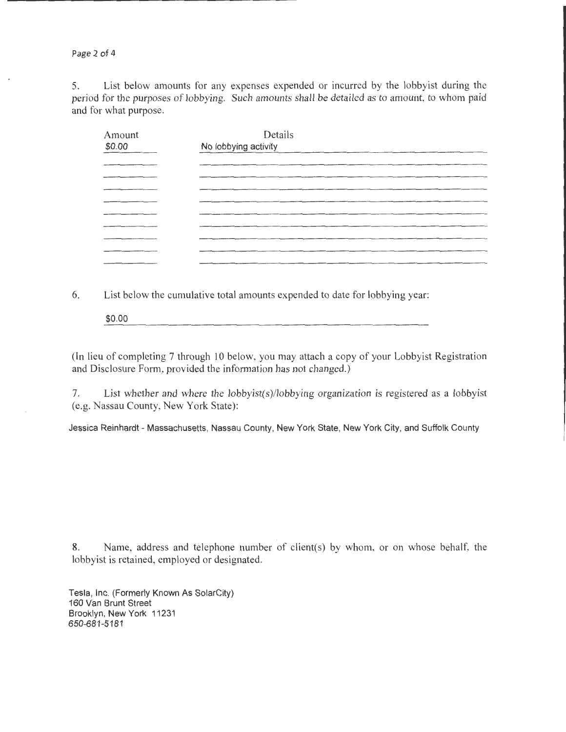5. List below amounts for any expenses expended or incurred by the lobbyist during the period for the purposes of lobbying. Such amounts shall be detailed as to amount, to whom paid and for what purpose.

| Amount | Details |
|---|---|
| $0.00 | No lobbying activity |

6. List below the cumulative total amounts expended to date for lobbying year:

$0.00

(In lieu of completing 7 through 10 below, you may attach a copy of your Lobbyist Registration and Disclosure Form, provided the information has not changed.)

7. List whether and where the lobbyist(s)/lobbying organization is registered as a lobbyist (e.g. Nassau County, New York State):

Jessica Reinhardt - Massachusetts, Nassau County, New York State, New York City, and Suffolk County

8. Name, address and telephone number of client(s) by whom, or on whose behalf, the lobbyist is retained, employed or designated.

Tesla, Inc. (Formerly Known As SolarCity)
160 Van Brunt Street
Brooklyn, New York 11231
650-681-5181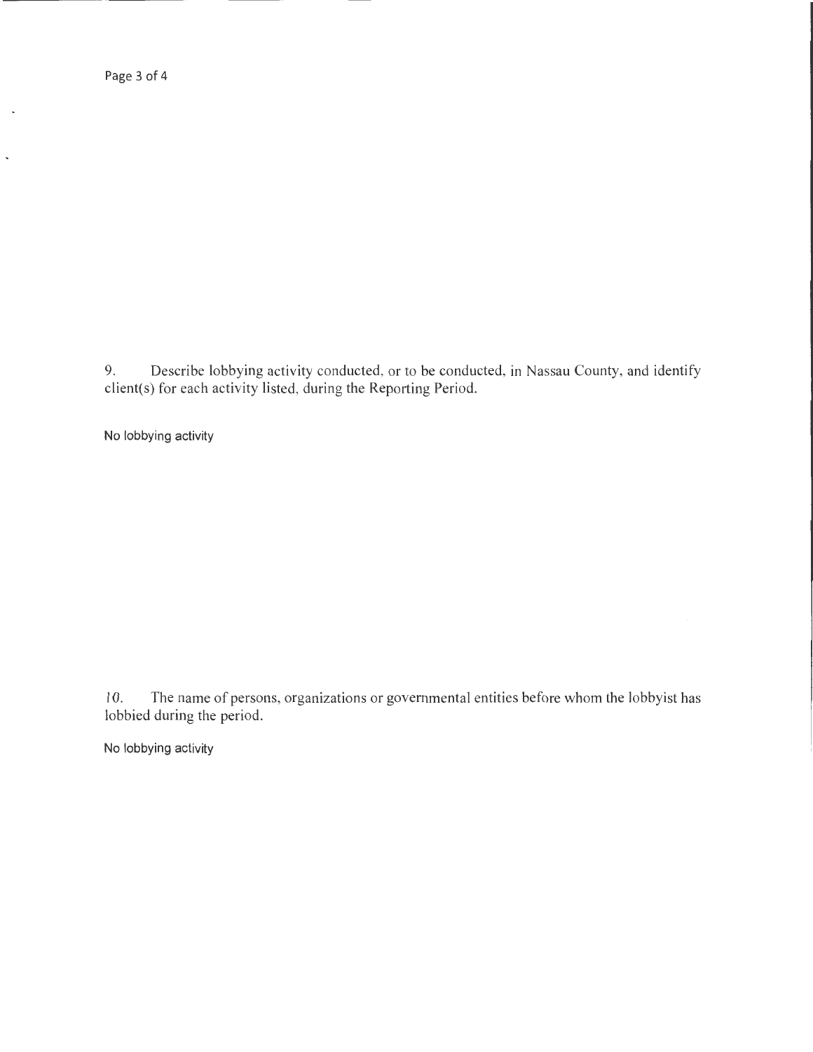9. Describe lobbying activity conducted, or to be conducted, in Nassau County, and identify client(s) for each activity listed, during the Reporting Period.

No lobbying activity

10. The name of persons, organizations or governmental entities before whom the lobbyist has lobbied during the period.

No lobbying activity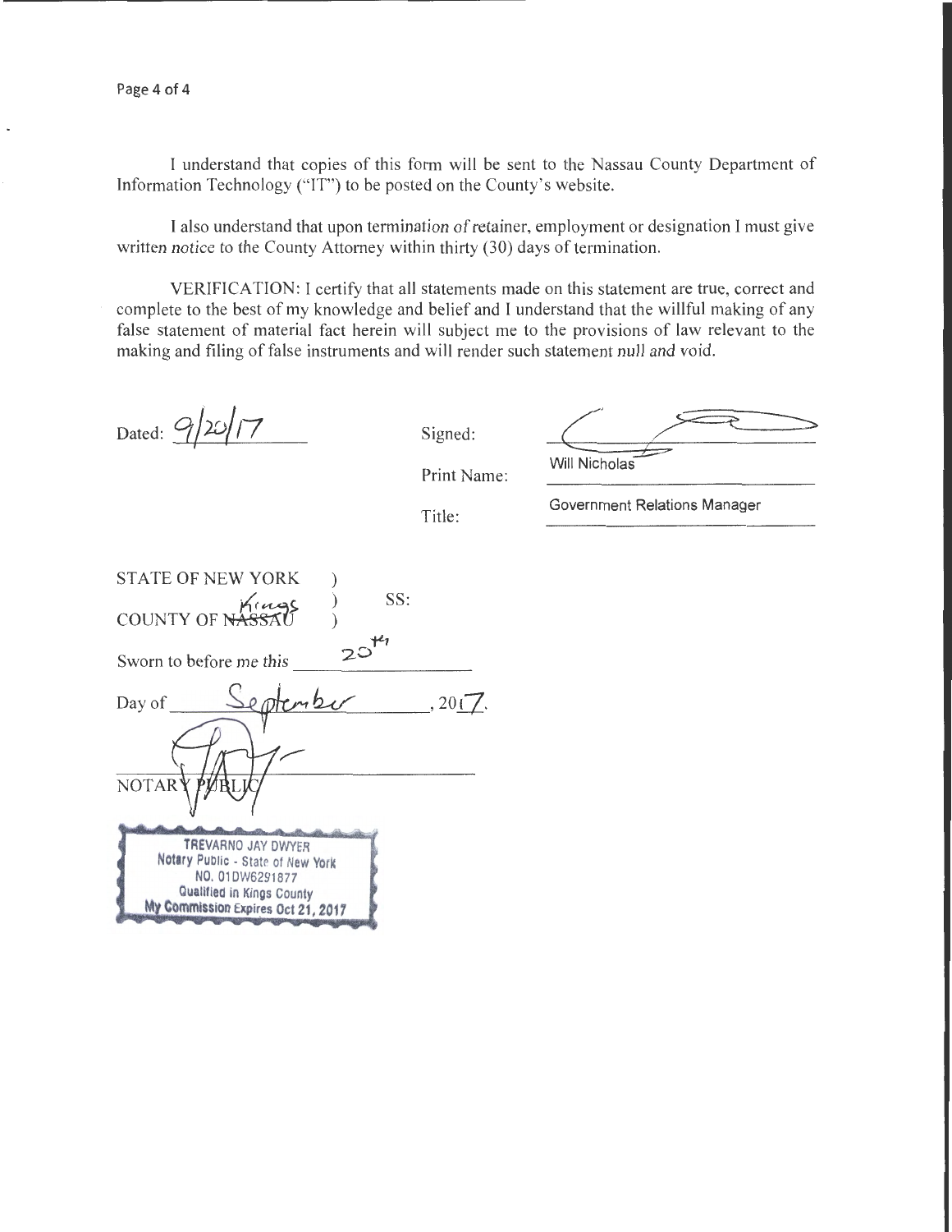I understand that copies of this form will be sent to the Nassau County Department of Information Technology ("IT") to be posted on the County's website.

I also understand that upon termination of retainer, employment or designation I must give written notice to the County Attorney within thirty (30) days of termination.

VERIFICATION: I certify that all statements made on this statement are true, correct and complete to the best of my knowledge and belief and I understand that the willful making of any false statement of material fact herein will subject me to the provisions of law relevant to the making and filing of false instruments and will render such statement null and void.

Dated: 9/20/17

Signed: [signature]

Print Name: Will Nicholas

Title: Government Relations Manager

STATE OF NEW YORK )
) SS:
COUNTY OF ~~NASSAU~~ Kings )

Sworn to before me this 20th

Day of September, 2017.

[signature]
NOTARY PUBLIC

TREVARNO JAY DWYER
Notary Public - State of New York
NO. 01DW6291877
Qualified in Kings County
My Commission Expires Oct 21, 2017